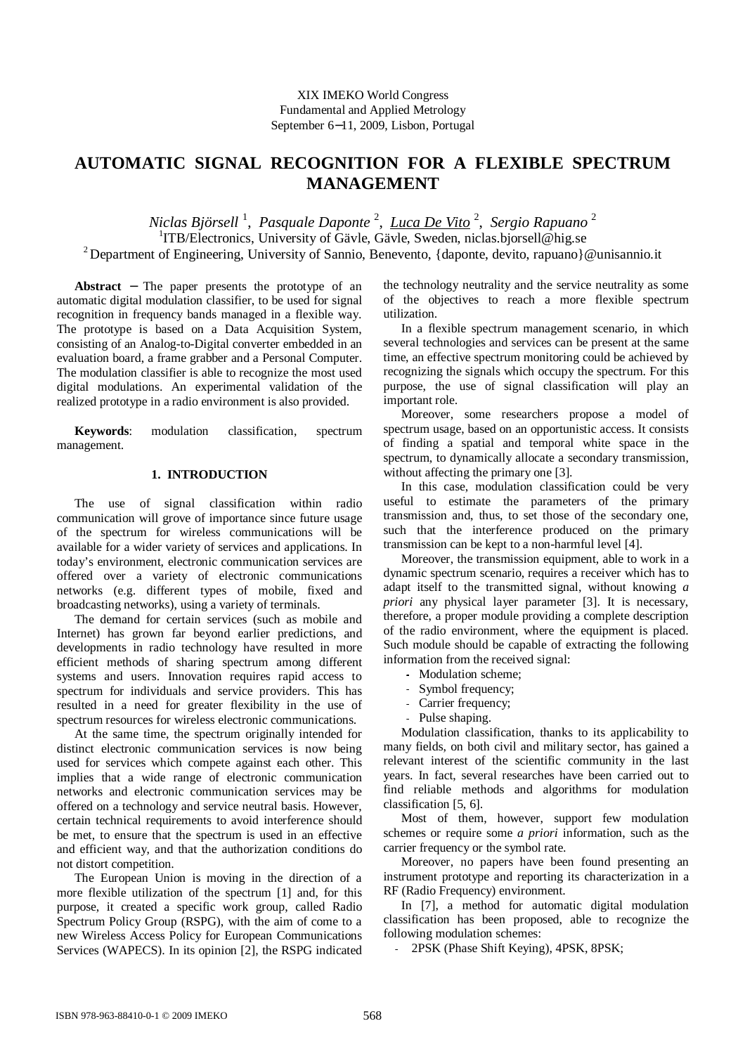XIX IMEKO World Congress
Fundamental and Applied Metrology
September 6−11, 2009, Lisbon, Portugal

# AUTOMATIC SIGNAL RECOGNITION FOR A FLEXIBLE SPECTRUM MANAGEMENT

*Niclas Björsell* [1], *Pasquale Daponte* [2], *Luca De Vito* [2], *Sergio Rapuano* [2]

[1]ITB/Electronics, University of Gävle, Gävle, Sweden, niclas.bjorsell@hig.se

[2]Department of Engineering, University of Sannio, Benevento, {daponte, devito, rapuano}@unisannio.it

**Abstract** − The paper presents the prototype of an automatic digital modulation classifier, to be used for signal recognition in frequency bands managed in a flexible way. The prototype is based on a Data Acquisition System, consisting of an Analog-to-Digital converter embedded in an evaluation board, a frame grabber and a Personal Computer. The modulation classifier is able to recognize the most used digital modulations. An experimental validation of the realized prototype in a radio environment is also provided.

**Keywords**: modulation classification, spectrum management.

## 1. INTRODUCTION

The use of signal classification within radio communication will grove of importance since future usage of the spectrum for wireless communications will be available for a wider variety of services and applications. In today's environment, electronic communication services are offered over a variety of electronic communications networks (e.g. different types of mobile, fixed and broadcasting networks), using a variety of terminals.

The demand for certain services (such as mobile and Internet) has grown far beyond earlier predictions, and developments in radio technology have resulted in more efficient methods of sharing spectrum among different systems and users. Innovation requires rapid access to spectrum for individuals and service providers. This has resulted in a need for greater flexibility in the use of spectrum resources for wireless electronic communications.

At the same time, the spectrum originally intended for distinct electronic communication services is now being used for services which compete against each other. This implies that a wide range of electronic communication networks and electronic communication services may be offered on a technology and service neutral basis. However, certain technical requirements to avoid interference should be met, to ensure that the spectrum is used in an effective and efficient way, and that the authorization conditions do not distort competition.

The European Union is moving in the direction of a more flexible utilization of the spectrum [1] and, for this purpose, it created a specific work group, called Radio Spectrum Policy Group (RSPG), with the aim of come to a new Wireless Access Policy for European Communications Services (WAPECS). In its opinion [2], the RSPG indicated the technology neutrality and the service neutrality as some of the objectives to reach a more flexible spectrum utilization.

In a flexible spectrum management scenario, in which several technologies and services can be present at the same time, an effective spectrum monitoring could be achieved by recognizing the signals which occupy the spectrum. For this purpose, the use of signal classification will play an important role.

Moreover, some researchers propose a model of spectrum usage, based on an opportunistic access. It consists of finding a spatial and temporal white space in the spectrum, to dynamically allocate a secondary transmission, without affecting the primary one [3].

In this case, modulation classification could be very useful to estimate the parameters of the primary transmission and, thus, to set those of the secondary one, such that the interference produced on the primary transmission can be kept to a non-harmful level [4].

Moreover, the transmission equipment, able to work in a dynamic spectrum scenario, requires a receiver which has to adapt itself to the transmitted signal, without knowing *a priori* any physical layer parameter [3]. It is necessary, therefore, a proper module providing a complete description of the radio environment, where the equipment is placed. Such module should be capable of extracting the following information from the received signal:

- Modulation scheme;
- Symbol frequency;
- Carrier frequency;
- Pulse shaping.

Modulation classification, thanks to its applicability to many fields, on both civil and military sector, has gained a relevant interest of the scientific community in the last years. In fact, several researches have been carried out to find reliable methods and algorithms for modulation classification [5, 6].

Most of them, however, support few modulation schemes or require some *a priori* information, such as the carrier frequency or the symbol rate.

Moreover, no papers have been found presenting an instrument prototype and reporting its characterization in a RF (Radio Frequency) environment.

In [7], a method for automatic digital modulation classification has been proposed, able to recognize the following modulation schemes:

- 2PSK (Phase Shift Keying), 4PSK, 8PSK;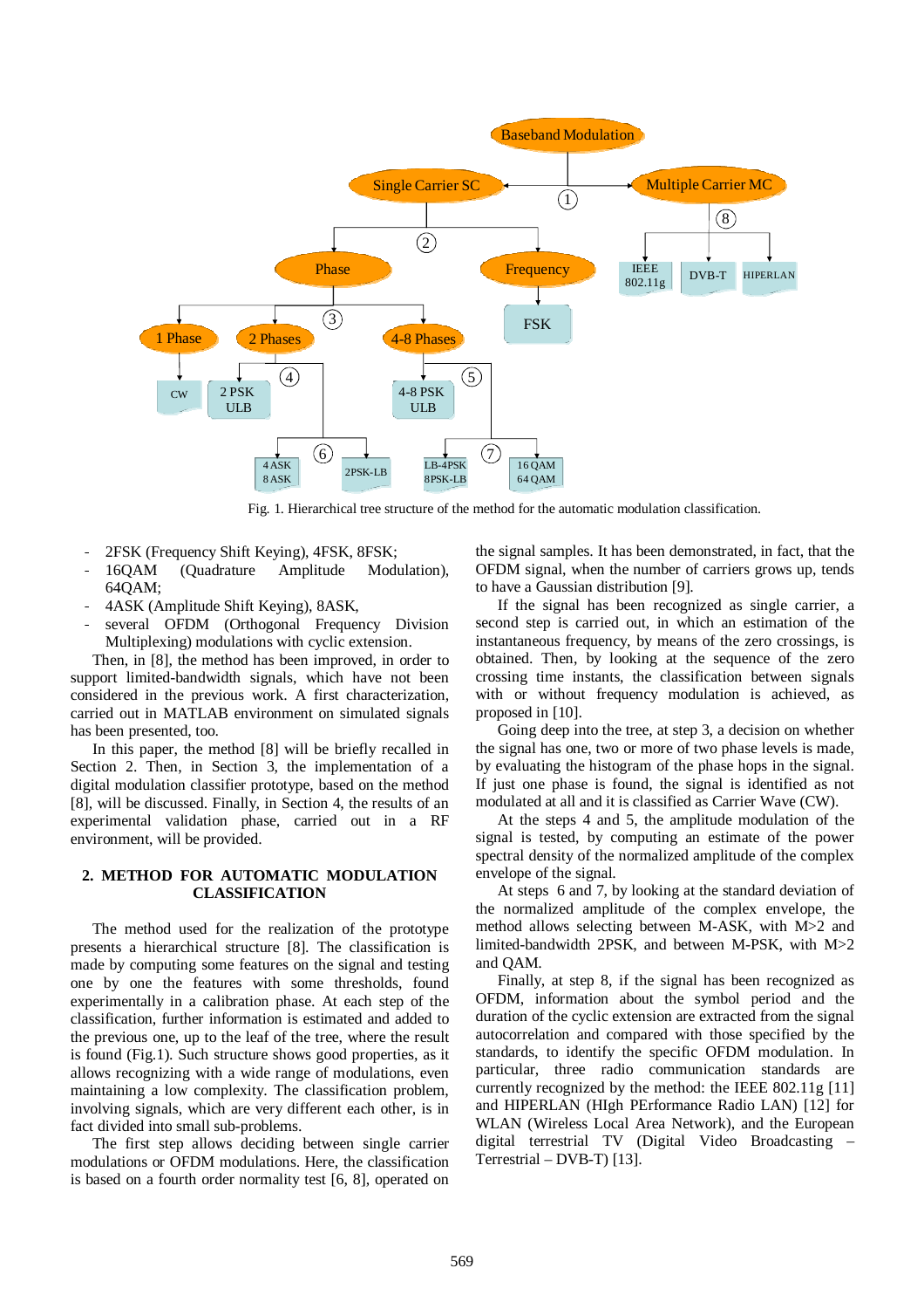Fig. 1. Hierarchical tree structure of the method for the automatic modulation classification.

- 2FSK (Frequency Shift Keying), 4FSK, 8FSK;
- 16QAM (Quadrature Amplitude Modulation), 64QAM;
- 4ASK (Amplitude Shift Keying), 8ASK,
- several OFDM (Orthogonal Frequency Division Multiplexing) modulations with cyclic extension.

Then, in [8], the method has been improved, in order to support limited-bandwidth signals, which have not been considered in the previous work. A first characterization, carried out in MATLAB environment on simulated signals has been presented, too.

In this paper, the method [8] will be briefly recalled in Section 2. Then, in Section 3, the implementation of a digital modulation classifier prototype, based on the method [8], will be discussed. Finally, in Section 4, the results of an experimental validation phase, carried out in a RF environment, will be provided.

## 2. METHOD FOR AUTOMATIC MODULATION CLASSIFICATION

The method used for the realization of the prototype presents a hierarchical structure [8]. The classification is made by computing some features on the signal and testing one by one the features with some thresholds, found experimentally in a calibration phase. At each step of the classification, further information is estimated and added to the previous one, up to the leaf of the tree, where the result is found (Fig.1). Such structure shows good properties, as it allows recognizing with a wide range of modulations, even maintaining a low complexity. The classification problem, involving signals, which are very different each other, is in fact divided into small sub-problems.

The first step allows deciding between single carrier modulations or OFDM modulations. Here, the classification is based on a fourth order normality test [6, 8], operated on the signal samples. It has been demonstrated, in fact, that the OFDM signal, when the number of carriers grows up, tends to have a Gaussian distribution [9].

If the signal has been recognized as single carrier, a second step is carried out, in which an estimation of the instantaneous frequency, by means of the zero crossings, is obtained. Then, by looking at the sequence of the zero crossing time instants, the classification between signals with or without frequency modulation is achieved, as proposed in [10].

Going deep into the tree, at step 3, a decision on whether the signal has one, two or more of two phase levels is made, by evaluating the histogram of the phase hops in the signal. If just one phase is found, the signal is identified as not modulated at all and it is classified as Carrier Wave (CW).

At the steps 4 and 5, the amplitude modulation of the signal is tested, by computing an estimate of the power spectral density of the normalized amplitude of the complex envelope of the signal.

At steps 6 and 7, by looking at the standard deviation of the normalized amplitude of the complex envelope, the method allows selecting between M-ASK, with M>2 and limited-bandwidth 2PSK, and between M-PSK, with M>2 and QAM.

Finally, at step 8, if the signal has been recognized as OFDM, information about the symbol period and the duration of the cyclic extension are extracted from the signal autocorrelation and compared with those specified by the standards, to identify the specific OFDM modulation. In particular, three radio communication standards are currently recognized by the method: the IEEE 802.11g [11] and HIPERLAN (HIgh PErformance Radio LAN) [12] for WLAN (Wireless Local Area Network), and the European digital terrestrial TV (Digital Video Broadcasting – Terrestrial – DVB-T) [13].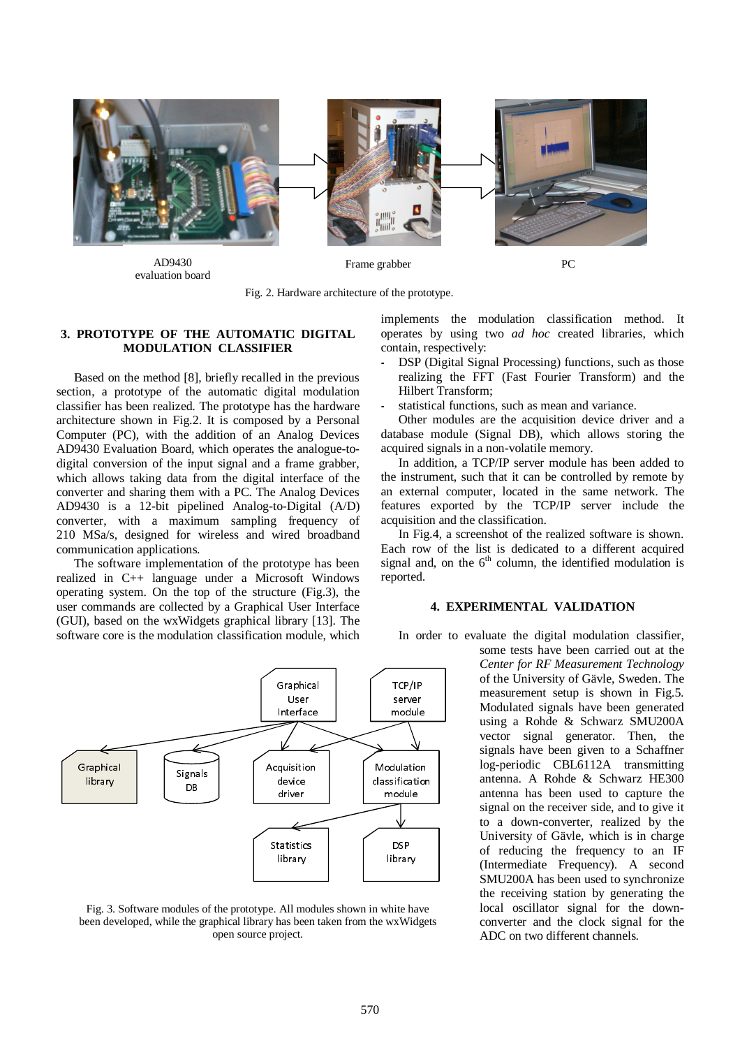AD9430 evaluation board

Frame grabber

PC

Fig. 2. Hardware architecture of the prototype.

## 3. PROTOTYPE OF THE AUTOMATIC DIGITAL MODULATION CLASSIFIER

Based on the method [8], briefly recalled in the previous section, a prototype of the automatic digital modulation classifier has been realized. The prototype has the hardware architecture shown in Fig.2. It is composed by a Personal Computer (PC), with the addition of an Analog Devices AD9430 Evaluation Board, which operates the analogue-to-digital conversion of the input signal and a frame grabber, which allows taking data from the digital interface of the converter and sharing them with a PC. The Analog Devices AD9430 is a 12-bit pipelined Analog-to-Digital (A/D) converter, with a maximum sampling frequency of 210 MSa/s, designed for wireless and wired broadband communication applications.

The software implementation of the prototype has been realized in C++ language under a Microsoft Windows operating system. On the top of the structure (Fig.3), the user commands are collected by a Graphical User Interface (GUI), based on the wxWidgets graphical library [13]. The software core is the modulation classification module, which implements the modulation classification method. It operates by using two *ad hoc* created libraries, which contain, respectively:

- DSP (Digital Signal Processing) functions, such as those realizing the FFT (Fast Fourier Transform) and the Hilbert Transform;
- statistical functions, such as mean and variance.

Other modules are the acquisition device driver and a database module (Signal DB), which allows storing the acquired signals in a non-volatile memory.

In addition, a TCP/IP server module has been added to the instrument, such that it can be controlled by remote by an external computer, located in the same network. The features exported by the TCP/IP server include the acquisition and the classification.

In Fig.4, a screenshot of the realized software is shown. Each row of the list is dedicated to a different acquired signal and, on the 6th column, the identified modulation is reported.

Graphical User Interface | TCP/IP server module | Graphical library | Signals DB | Acquisition device driver | Modulation classification module | Statistics library | DSP library

Fig. 3. Software modules of the prototype. All modules shown in white have been developed, while the graphical library has been taken from the wxWidgets open source project.

## 4. EXPERIMENTAL VALIDATION

In order to evaluate the digital modulation classifier, some tests have been carried out at the *Center for RF Measurement Technology* of the University of Gävle, Sweden. The measurement setup is shown in Fig.5. Modulated signals have been generated using a Rohde & Schwarz SMU200A vector signal generator. Then, the signals have been given to a Schaffner log-periodic CBL6112A transmitting antenna. A Rohde & Schwarz HE300 antenna has been used to capture the signal on the receiver side, and to give it to a down-converter, realized by the University of Gävle, which is in charge of reducing the frequency to an IF (Intermediate Frequency). A second SMU200A has been used to synchronize the receiving station by generating the local oscillator signal for the down-converter and the clock signal for the ADC on two different channels.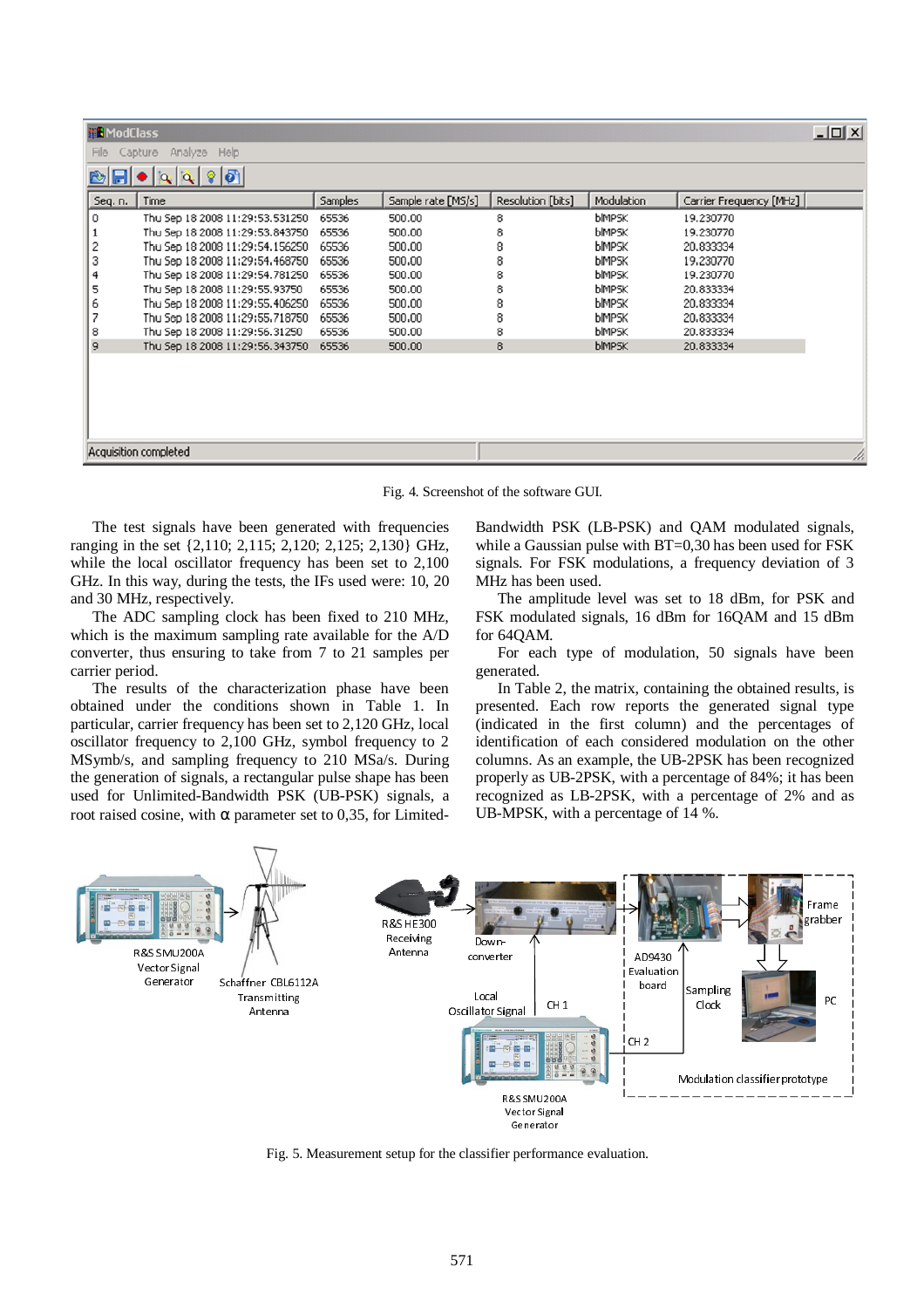Fig. 4. Screenshot of the software GUI.

The test signals have been generated with frequencies ranging in the set {2,110; 2,115; 2,120; 2,125; 2,130} GHz, while the local oscillator frequency has been set to 2,100 GHz. In this way, during the tests, the IFs used were: 10, 20 and 30 MHz, respectively.

The ADC sampling clock has been fixed to 210 MHz, which is the maximum sampling rate available for the A/D converter, thus ensuring to take from 7 to 21 samples per carrier period.

The results of the characterization phase have been obtained under the conditions shown in Table 1. In particular, carrier frequency has been set to 2,120 GHz, local oscillator frequency to 2,100 GHz, symbol frequency to 2 MSymb/s, and sampling frequency to 210 MSa/s. During the generation of signals, a rectangular pulse shape has been used for Unlimited-Bandwidth PSK (UB-PSK) signals, a root raised cosine, with α parameter set to 0,35, for Limited-Bandwidth PSK (LB-PSK) and QAM modulated signals, while a Gaussian pulse with BT=0,30 has been used for FSK signals. For FSK modulations, a frequency deviation of 3 MHz has been used.

The amplitude level was set to 18 dBm, for PSK and FSK modulated signals, 16 dBm for 16QAM and 15 dBm for 64QAM.

For each type of modulation, 50 signals have been generated.

In Table 2, the matrix, containing the obtained results, is presented. Each row reports the generated signal type (indicated in the first column) and the percentages of identification of each considered modulation on the other columns. As an example, the UB-2PSK has been recognized properly as UB-2PSK, with a percentage of 84%; it has been recognized as LB-2PSK, with a percentage of 2% and as UB-MPSK, with a percentage of 14 %.

Fig. 5. Measurement setup for the classifier performance evaluation.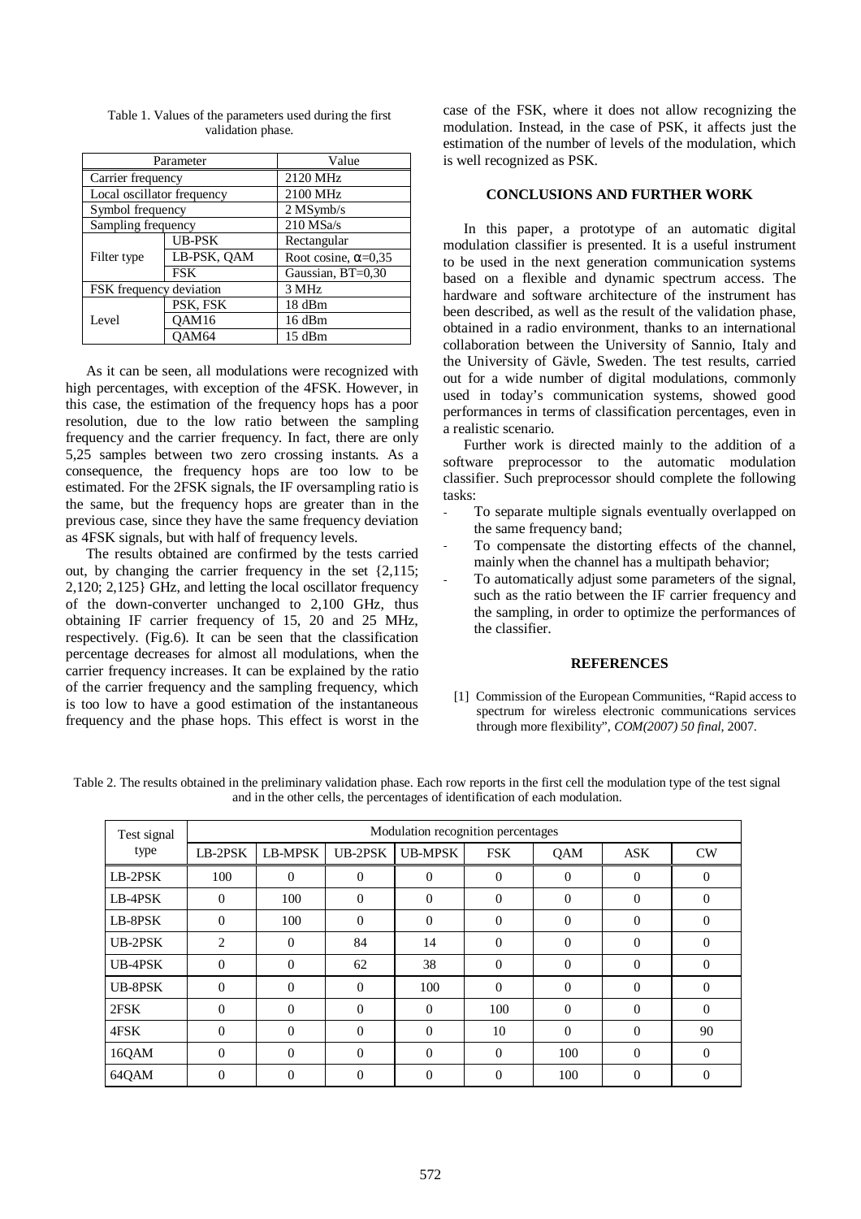Table 1. Values of the parameters used during the first validation phase.

| Parameter | | Value |
|---|---|---|
| Carrier frequency | | 2120 MHz |
| Local oscillator frequency | | 2100 MHz |
| Symbol frequency | | 2 MSymb/s |
| Sampling frequency | | 210 MSa/s |
| Filter type | UB-PSK | Rectangular |
| | LB-PSK, QAM | Root cosine, $\alpha$=0,35 |
| | FSK | Gaussian, BT=0,30 |
| FSK frequency deviation | | 3 MHz |
| Level | PSK, FSK | 18 dBm |
| | QAM16 | 16 dBm |
| | QAM64 | 15 dBm |

As it can be seen, all modulations were recognized with high percentages, with exception of the 4FSK. However, in this case, the estimation of the frequency hops has a poor resolution, due to the low ratio between the sampling frequency and the carrier frequency. In fact, there are only 5,25 samples between two zero crossing instants. As a consequence, the frequency hops are too low to be estimated. For the 2FSK signals, the IF oversampling ratio is the same, but the frequency hops are greater than in the previous case, since they have the same frequency deviation as 4FSK signals, but with half of frequency levels.

The results obtained are confirmed by the tests carried out, by changing the carrier frequency in the set {2,115; 2,120; 2,125} GHz, and letting the local oscillator frequency of the down-converter unchanged to 2,100 GHz, thus obtaining IF carrier frequency of 15, 20 and 25 MHz, respectively. (Fig.6). It can be seen that the classification percentage decreases for almost all modulations, when the carrier frequency increases. It can be explained by the ratio of the carrier frequency and the sampling frequency, which is too low to have a good estimation of the instantaneous frequency and the phase hops. This effect is worst in the case of the FSK, where it does not allow recognizing the modulation. Instead, in the case of PSK, it affects just the estimation of the number of levels of the modulation, which is well recognized as PSK.

## CONCLUSIONS AND FURTHER WORK

In this paper, a prototype of an automatic digital modulation classifier is presented. It is a useful instrument to be used in the next generation communication systems based on a flexible and dynamic spectrum access. The hardware and software architecture of the instrument has been described, as well as the result of the validation phase, obtained in a radio environment, thanks to an international collaboration between the University of Sannio, Italy and the University of Gävle, Sweden. The test results, carried out for a wide number of digital modulations, commonly used in today's communication systems, showed good performances in terms of classification percentages, even in a realistic scenario.

Further work is directed mainly to the addition of a software preprocessor to the automatic modulation classifier. Such preprocessor should complete the following tasks:

- To separate multiple signals eventually overlapped on the same frequency band;
- To compensate the distorting effects of the channel, mainly when the channel has a multipath behavior;
- To automatically adjust some parameters of the signal, such as the ratio between the IF carrier frequency and the sampling, in order to optimize the performances of the classifier.

## REFERENCES

[1] Commission of the European Communities, "Rapid access to spectrum for wireless electronic communications services through more flexibility", *COM(2007) 50 final*, 2007.

Table 2. The results obtained in the preliminary validation phase. Each row reports in the first cell the modulation type of the test signal and in the other cells, the percentages of identification of each modulation.

| Test signal type | Modulation recognition percentages | | | | | | | |
|---|---|---|---|---|---|---|---|---|
| | LB-2PSK | LB-MPSK | UB-2PSK | UB-MPSK | FSK | QAM | ASK | CW |
| LB-2PSK | 100 | 0 | 0 | 0 | 0 | 0 | 0 | 0 |
| LB-4PSK | 0 | 100 | 0 | 0 | 0 | 0 | 0 | 0 |
| LB-8PSK | 0 | 100 | 0 | 0 | 0 | 0 | 0 | 0 |
| UB-2PSK | 2 | 0 | 84 | 14 | 0 | 0 | 0 | 0 |
| UB-4PSK | 0 | 0 | 62 | 38 | 0 | 0 | 0 | 0 |
| UB-8PSK | 0 | 0 | 0 | 100 | 0 | 0 | 0 | 0 |
| 2FSK | 0 | 0 | 0 | 0 | 100 | 0 | 0 | 0 |
| 4FSK | 0 | 0 | 0 | 0 | 10 | 0 | 0 | 90 |
| 16QAM | 0 | 0 | 0 | 0 | 0 | 100 | 0 | 0 |
| 64QAM | 0 | 0 | 0 | 0 | 0 | 100 | 0 | 0 |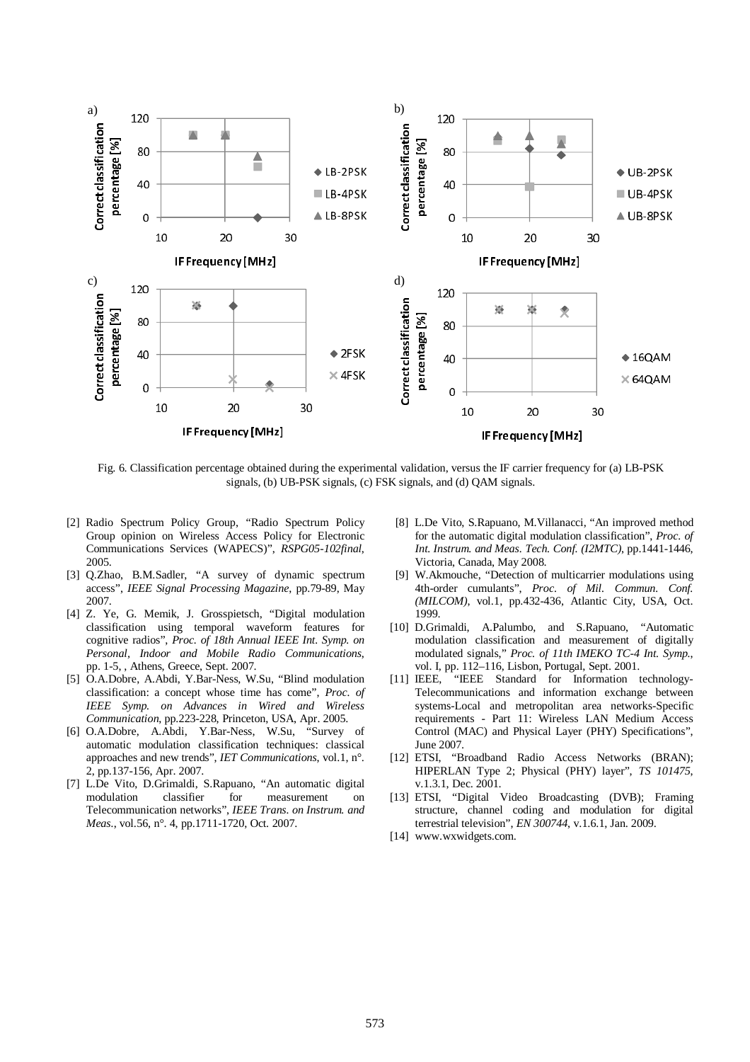a)

Correct classification percentage [%]

120
80
40
0

10 20 30

IF Frequency [MHz]

LB-2PSK
LB-4PSK
LB-8PSK

b)

Correct classification percentage [%]

120
80
40
0

10 20 30

IF Frequency [MHz]

UB-2PSK
UB-4PSK
UB-8PSK

c)

Correct classification percentage [%]

120
80
40
0

10 20 30

IF Frequency [MHz]

2FSK
4FSK

d)

Correct classification percentage [%]

120
80
40
0

10 20 30

IF Frequency [MHz]

16QAM
64QAM

Fig. 6. Classification percentage obtained during the experimental validation, versus the IF carrier frequency for (a) LB-PSK signals, (b) UB-PSK signals, (c) FSK signals, and (d) QAM signals.

[2] Radio Spectrum Policy Group, "Radio Spectrum Policy Group opinion on Wireless Access Policy for Electronic Communications Services (WAPECS)", *RSPG05-102final*, 2005.

[3] Q.Zhao, B.M.Sadler, "A survey of dynamic spectrum access", *IEEE Signal Processing Magazine*, pp.79-89, May 2007.

[4] Z. Ye, G. Memik, J. Grosspietsch, "Digital modulation classification using temporal waveform features for cognitive radios", *Proc. of 18th Annual IEEE Int. Symp. on Personal, Indoor and Mobile Radio Communications*, pp. 1-5, , Athens, Greece, Sept. 2007.

[5] O.A.Dobre, A.Abdi, Y.Bar-Ness, W.Su, "Blind modulation classification: a concept whose time has come", *Proc. of IEEE Symp. on Advances in Wired and Wireless Communication*, pp.223-228, Princeton, USA, Apr. 2005.

[6] O.A.Dobre, A.Abdi, Y.Bar-Ness, W.Su, "Survey of automatic modulation classification techniques: classical approaches and new trends", *IET Communications*, vol.1, n°. 2, pp.137-156, Apr. 2007.

[7] L.De Vito, D.Grimaldi, S.Rapuano, "An automatic digital modulation classifier for measurement on Telecommunication networks", *IEEE Trans. on Instrum. and Meas.*, vol.56, n°. 4, pp.1711-1720, Oct. 2007.

[8] L.De Vito, S.Rapuano, M.Villanacci, "An improved method for the automatic digital modulation classification", *Proc. of Int. Instrum. and Meas. Tech. Conf. (I2MTC)*, pp.1441-1446, Victoria, Canada, May 2008.

[9] W.Akmouche, "Detection of multicarrier modulations using 4th-order cumulants", *Proc. of Mil. Commun. Conf. (MILCOM)*, vol.1, pp.432-436, Atlantic City, USA, Oct. 1999.

[10] D.Grimaldi, A.Palumbo, and S.Rapuano, "Automatic modulation classification and measurement of digitally modulated signals," *Proc. of 11th IMEKO TC-4 Int. Symp.*, vol. I, pp. 112–116, Lisbon, Portugal, Sept. 2001.

[11] IEEE, "IEEE Standard for Information technology-Telecommunications and information exchange between systems-Local and metropolitan area networks-Specific requirements - Part 11: Wireless LAN Medium Access Control (MAC) and Physical Layer (PHY) Specifications", June 2007.

[12] ETSI, "Broadband Radio Access Networks (BRAN); HIPERLAN Type 2; Physical (PHY) layer", *TS 101475*, v.1.3.1, Dec. 2001.

[13] ETSI, "Digital Video Broadcasting (DVB); Framing structure, channel coding and modulation for digital terrestrial television", *EN 300744*, v.1.6.1, Jan. 2009.

[14] www.wxwidgets.com.